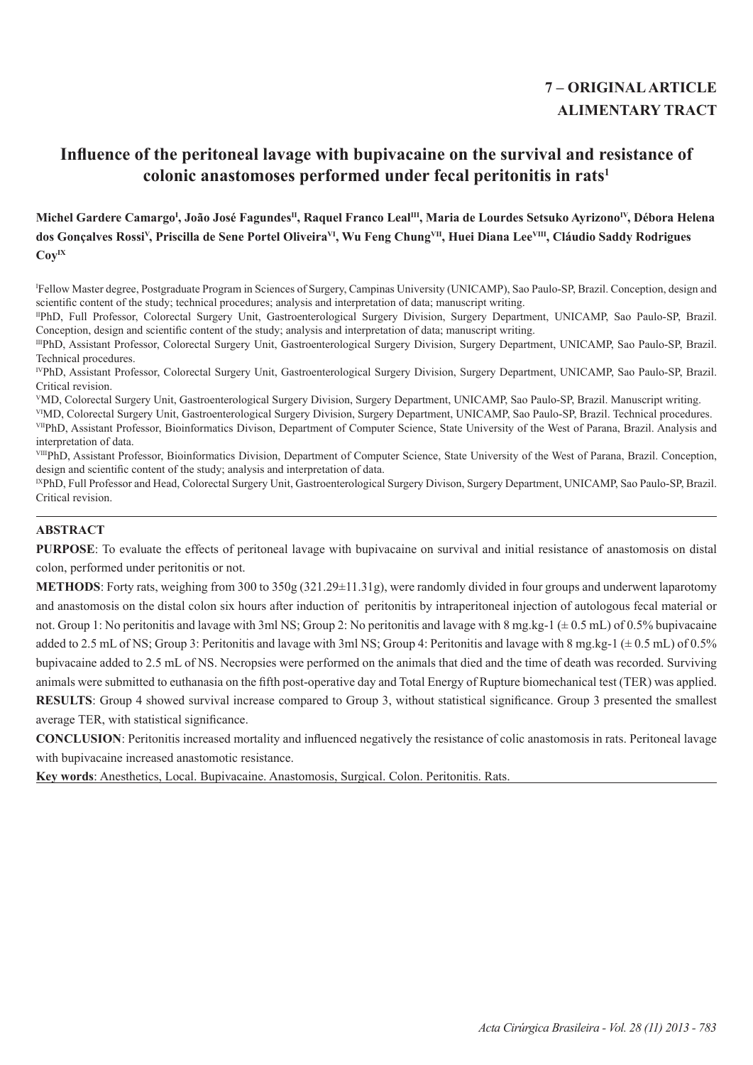**7 – ORIGINAL ARTICLE**
**ALIMENTARY TRACT**

# Influence of the peritoneal lavage with bupivacaine on the survival and resistance of colonic anastomoses performed under fecal peritonitis in rats[1]

**Michel Gardere Camargo[I], João José Fagundes[II], Raquel Franco Leal[III], Maria de Lourdes Setsuko Ayrizono[IV], Débora Helena dos Gonçalves Rossi[V], Priscilla de Sene Portel Oliveira[VI], Wu Feng Chung[VII], Huei Diana Lee[VIII], Cláudio Saddy Rodrigues Coy[IX]**

[I]Fellow Master degree, Postgraduate Program in Sciences of Surgery, Campinas University (UNICAMP), Sao Paulo-SP, Brazil. Conception, design and scientific content of the study; technical procedures; analysis and interpretation of data; manuscript writing.

[II]PhD, Full Professor, Colorectal Surgery Unit, Gastroenterological Surgery Division, Surgery Department, UNICAMP, Sao Paulo-SP, Brazil. Conception, design and scientific content of the study; analysis and interpretation of data; manuscript writing.

[III]PhD, Assistant Professor, Colorectal Surgery Unit, Gastroenterological Surgery Division, Surgery Department, UNICAMP, Sao Paulo-SP, Brazil. Technical procedures.

[IV]PhD, Assistant Professor, Colorectal Surgery Unit, Gastroenterological Surgery Division, Surgery Department, UNICAMP, Sao Paulo-SP, Brazil. Critical revision.

[V]MD, Colorectal Surgery Unit, Gastroenterological Surgery Division, Surgery Department, UNICAMP, Sao Paulo-SP, Brazil. Manuscript writing.

[VI]MD, Colorectal Surgery Unit, Gastroenterological Surgery Division, Surgery Department, UNICAMP, Sao Paulo-SP, Brazil. Technical procedures.

[VII]PhD, Assistant Professor, Bioinformatics Divison, Department of Computer Science, State University of the West of Parana, Brazil. Analysis and interpretation of data.

[VIII]PhD, Assistant Professor, Bioinformatics Division, Department of Computer Science, State University of the West of Parana, Brazil. Conception, design and scientific content of the study; analysis and interpretation of data.

[IX]PhD, Full Professor and Head, Colorectal Surgery Unit, Gastroenterological Surgery Divison, Surgery Department, UNICAMP, Sao Paulo-SP, Brazil. Critical revision.

## ABSTRACT

**PURPOSE**: To evaluate the effects of peritoneal lavage with bupivacaine on survival and initial resistance of anastomosis on distal colon, performed under peritonitis or not.

**METHODS**: Forty rats, weighing from 300 to 350g (321.29±11.31g), were randomly divided in four groups and underwent laparotomy and anastomosis on the distal colon six hours after induction of peritonitis by intraperitoneal injection of autologous fecal material or not. Group 1: No peritonitis and lavage with 3ml NS; Group 2: No peritonitis and lavage with 8 mg.kg-1 (± 0.5 mL) of 0.5% bupivacaine added to 2.5 mL of NS; Group 3: Peritonitis and lavage with 3ml NS; Group 4: Peritonitis and lavage with 8 mg.kg-1 (± 0.5 mL) of 0.5% bupivacaine added to 2.5 mL of NS. Necropsies were performed on the animals that died and the time of death was recorded. Surviving animals were submitted to euthanasia on the fifth post-operative day and Total Energy of Rupture biomechanical test (TER) was applied.

**RESULTS**: Group 4 showed survival increase compared to Group 3, without statistical significance. Group 3 presented the smallest average TER, with statistical significance.

**CONCLUSION**: Peritonitis increased mortality and influenced negatively the resistance of colic anastomosis in rats. Peritoneal lavage with bupivacaine increased anastomotic resistance.

**Key words**: Anesthetics, Local. Bupivacaine. Anastomosis, Surgical. Colon. Peritonitis. Rats.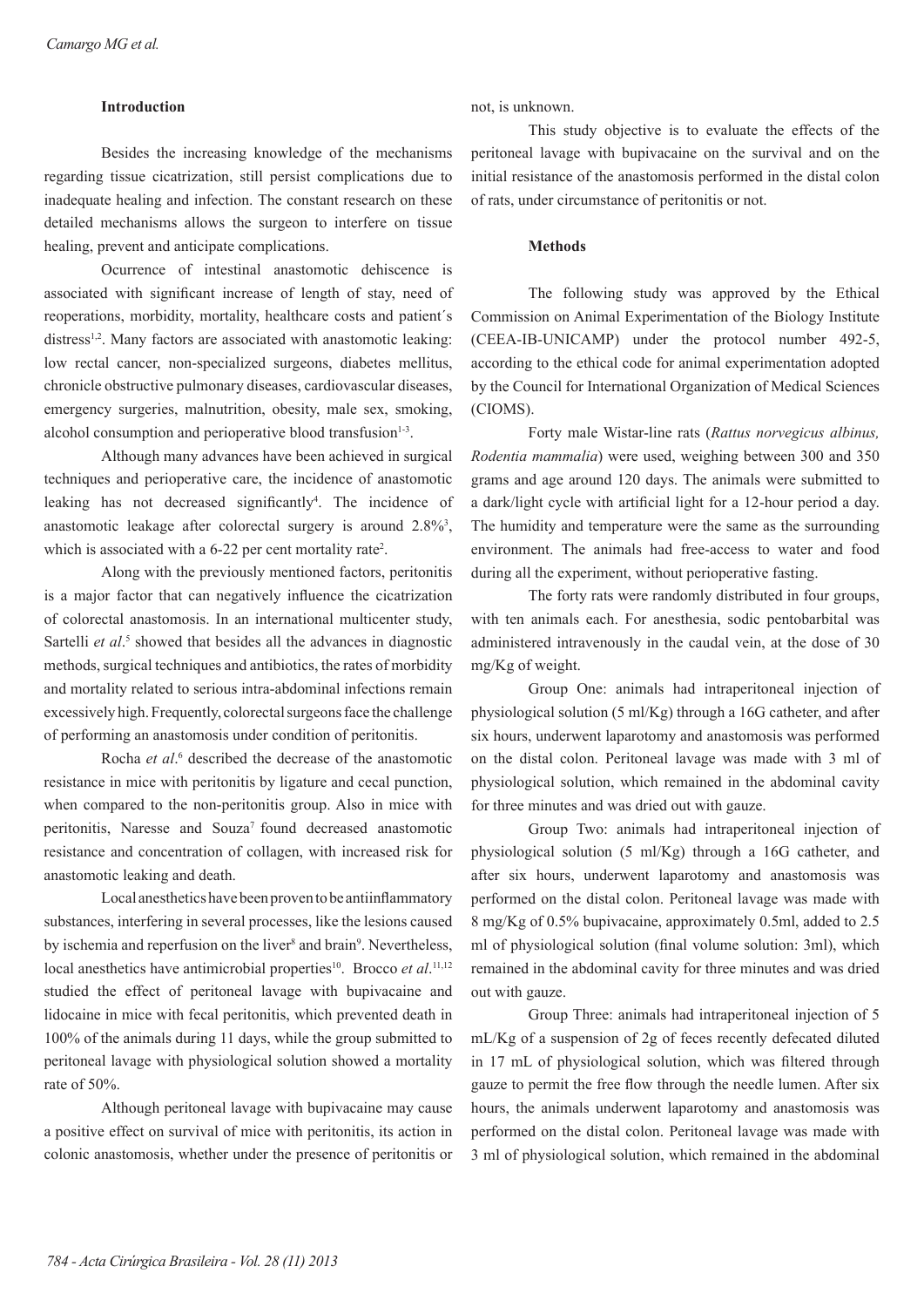## Introduction

Besides the increasing knowledge of the mechanisms regarding tissue cicatrization, still persist complications due to inadequate healing and infection. The constant research on these detailed mechanisms allows the surgeon to interfere on tissue healing, prevent and anticipate complications.

Ocurrence of intestinal anastomotic dehiscence is associated with significant increase of length of stay, need of reoperations, morbidity, mortality, healthcare costs and patient´s distress[1,2]. Many factors are associated with anastomotic leaking: low rectal cancer, non-specialized surgeons, diabetes mellitus, chronicle obstructive pulmonary diseases, cardiovascular diseases, emergency surgeries, malnutrition, obesity, male sex, smoking, alcohol consumption and perioperative blood transfusion[1-3].

Although many advances have been achieved in surgical techniques and perioperative care, the incidence of anastomotic leaking has not decreased significantly[4]. The incidence of anastomotic leakage after colorectal surgery is around 2.8%[3], which is associated with a 6-22 per cent mortality rate[2].

Along with the previously mentioned factors, peritonitis is a major factor that can negatively influence the cicatrization of colorectal anastomosis. In an international multicenter study, Sartelli *et al*.[5] showed that besides all the advances in diagnostic methods, surgical techniques and antibiotics, the rates of morbidity and mortality related to serious intra-abdominal infections remain excessively high. Frequently, colorectal surgeons face the challenge of performing an anastomosis under condition of peritonitis.

Rocha *et al*.[6] described the decrease of the anastomotic resistance in mice with peritonitis by ligature and cecal punction, when compared to the non-peritonitis group. Also in mice with peritonitis, Naresse and Souza[7] found decreased anastomotic resistance and concentration of collagen, with increased risk for anastomotic leaking and death.

Local anesthetics have been proven to be antiinflammatory substances, interfering in several processes, like the lesions caused by ischemia and reperfusion on the liver[8] and brain[9]. Nevertheless, local anesthetics have antimicrobial properties[10]. Brocco *et al*.[11,12] studied the effect of peritoneal lavage with bupivacaine and lidocaine in mice with fecal peritonitis, which prevented death in 100% of the animals during 11 days, while the group submitted to peritoneal lavage with physiological solution showed a mortality rate of 50%.

Although peritoneal lavage with bupivacaine may cause a positive effect on survival of mice with peritonitis, its action in colonic anastomosis, whether under the presence of peritonitis or not, is unknown.

This study objective is to evaluate the effects of the peritoneal lavage with bupivacaine on the survival and on the initial resistance of the anastomosis performed in the distal colon of rats, under circumstance of peritonitis or not.

## Methods

The following study was approved by the Ethical Commission on Animal Experimentation of the Biology Institute (CEEA-IB-UNICAMP) under the protocol number 492-5, according to the ethical code for animal experimentation adopted by the Council for International Organization of Medical Sciences (CIOMS).

Forty male Wistar-line rats (*Rattus norvegicus albinus, Rodentia mammalia*) were used, weighing between 300 and 350 grams and age around 120 days. The animals were submitted to a dark/light cycle with artificial light for a 12-hour period a day. The humidity and temperature were the same as the surrounding environment. The animals had free-access to water and food during all the experiment, without perioperative fasting.

The forty rats were randomly distributed in four groups, with ten animals each. For anesthesia, sodic pentobarbital was administered intravenously in the caudal vein, at the dose of 30 mg/Kg of weight.

Group One: animals had intraperitoneal injection of physiological solution (5 ml/Kg) through a 16G catheter, and after six hours, underwent laparotomy and anastomosis was performed on the distal colon. Peritoneal lavage was made with 3 ml of physiological solution, which remained in the abdominal cavity for three minutes and was dried out with gauze.

Group Two: animals had intraperitoneal injection of physiological solution (5 ml/Kg) through a 16G catheter, and after six hours, underwent laparotomy and anastomosis was performed on the distal colon. Peritoneal lavage was made with 8 mg/Kg of 0.5% bupivacaine, approximately 0.5ml, added to 2.5 ml of physiological solution (final volume solution: 3ml), which remained in the abdominal cavity for three minutes and was dried out with gauze.

Group Three: animals had intraperitoneal injection of 5 mL/Kg of a suspension of 2g of feces recently defecated diluted in 17 mL of physiological solution, which was filtered through gauze to permit the free flow through the needle lumen. After six hours, the animals underwent laparotomy and anastomosis was performed on the distal colon. Peritoneal lavage was made with 3 ml of physiological solution, which remained in the abdominal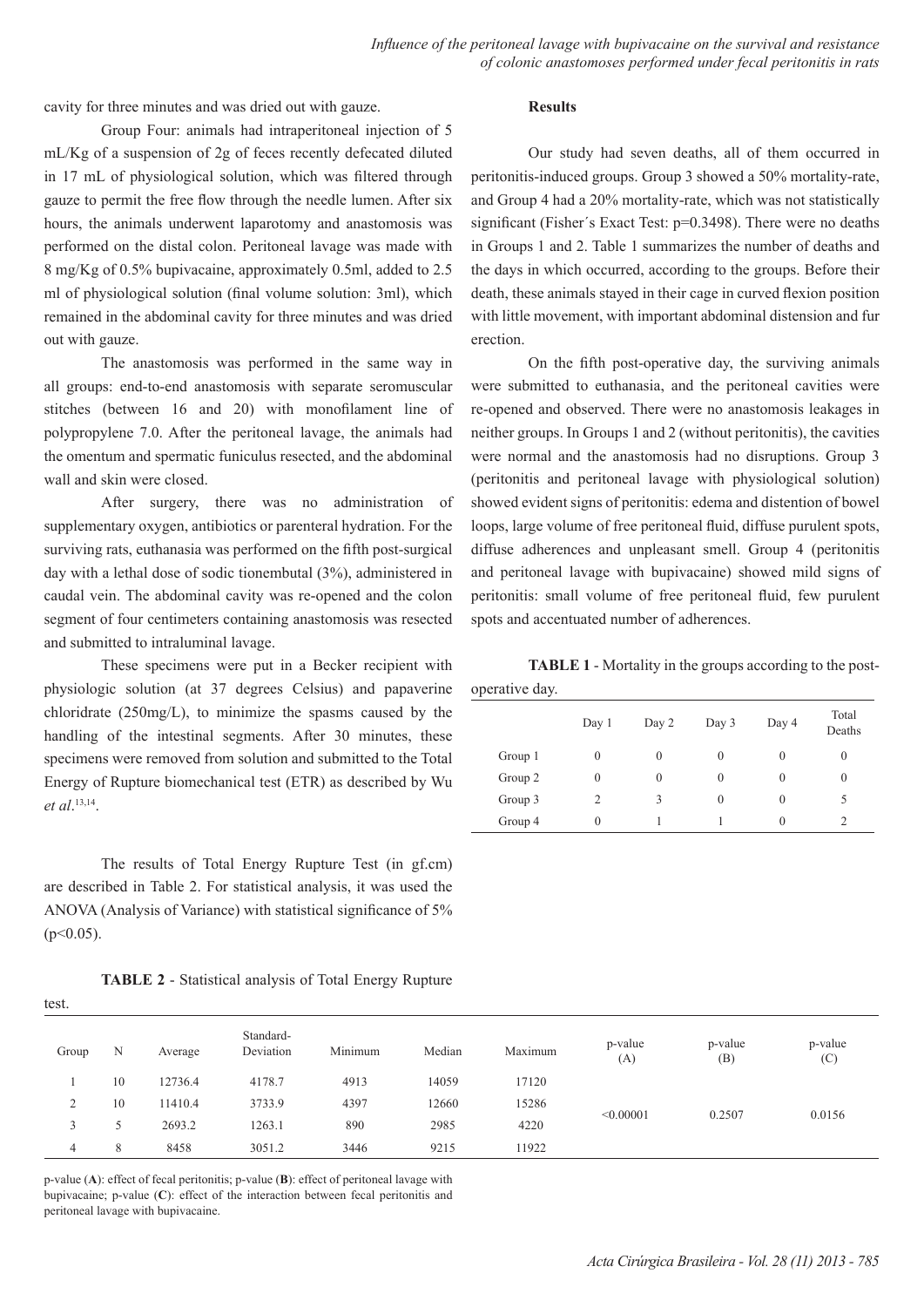cavity for three minutes and was dried out with gauze.

Group Four: animals had intraperitoneal injection of 5 mL/Kg of a suspension of 2g of feces recently defecated diluted in 17 mL of physiological solution, which was filtered through gauze to permit the free flow through the needle lumen. After six hours, the animals underwent laparotomy and anastomosis was performed on the distal colon. Peritoneal lavage was made with 8 mg/Kg of 0.5% bupivacaine, approximately 0.5ml, added to 2.5 ml of physiological solution (final volume solution: 3ml), which remained in the abdominal cavity for three minutes and was dried out with gauze.

The anastomosis was performed in the same way in all groups: end-to-end anastomosis with separate seromuscular stitches (between 16 and 20) with monofilament line of polypropylene 7.0. After the peritoneal lavage, the animals had the omentum and spermatic funiculus resected, and the abdominal wall and skin were closed.

After surgery, there was no administration of supplementary oxygen, antibiotics or parenteral hydration. For the surviving rats, euthanasia was performed on the fifth post-surgical day with a lethal dose of sodic tionembutal (3%), administered in caudal vein. The abdominal cavity was re-opened and the colon segment of four centimeters containing anastomosis was resected and submitted to intraluminal lavage.

These specimens were put in a Becker recipient with physiologic solution (at 37 degrees Celsius) and papaverine chloridrate (250mg/L), to minimize the spasms caused by the handling of the intestinal segments. After 30 minutes, these specimens were removed from solution and submitted to the Total Energy of Rupture biomechanical test (ETR) as described by Wu *et al*.[13,14].

The results of Total Energy Rupture Test (in gf.cm) are described in Table 2. For statistical analysis, it was used the ANOVA (Analysis of Variance) with statistical significance of 5% ($p<0.05$).

**TABLE 2** - Statistical analysis of Total Energy Rupture test.

| Group | N | Average | Standard-Deviation | Minimum | Median | Maximum | p-value (A) | p-value (B) | p-value (C) |
|---|---|---|---|---|---|---|---|---|---|
| 1 | 10 | 12736.4 | 4178.7 | 4913 | 14059 | 17120 | <0.00001 | 0.2507 | 0.0156 |
| 2 | 10 | 11410.4 | 3733.9 | 4397 | 12660 | 15286 | | | |
| 3 | 5 | 2693.2 | 1263.1 | 890 | 2985 | 4220 | | | |
| 4 | 8 | 8458 | 3051.2 | 3446 | 9215 | 11922 | | | |

p-value (**A**): effect of fecal peritonitis; p-value (**B**): effect of peritoneal lavage with bupivacaine; p-value (**C**): effect of the interaction between fecal peritonitis and peritoneal lavage with bupivacaine.

## Results

Our study had seven deaths, all of them occurred in peritonitis-induced groups. Group 3 showed a 50% mortality-rate, and Group 4 had a 20% mortality-rate, which was not statistically significant (Fisher´s Exact Test: $p=0.3498$). There were no deaths in Groups 1 and 2. Table 1 summarizes the number of deaths and the days in which occurred, according to the groups. Before their death, these animals stayed in their cage in curved flexion position with little movement, with important abdominal distension and fur erection.

On the fifth post-operative day, the surviving animals were submitted to euthanasia, and the peritoneal cavities were re-opened and observed. There were no anastomosis leakages in neither groups. In Groups 1 and 2 (without peritonitis), the cavities were normal and the anastomosis had no disruptions. Group 3 (peritonitis and peritoneal lavage with physiological solution) showed evident signs of peritonitis: edema and distention of bowel loops, large volume of free peritoneal fluid, diffuse purulent spots, diffuse adherences and unpleasant smell. Group 4 (peritonitis and peritoneal lavage with bupivacaine) showed mild signs of peritonitis: small volume of free peritoneal fluid, few purulent spots and accentuated number of adherences.

**TABLE 1** - Mortality in the groups according to the post-operative day.

| | Day 1 | Day 2 | Day 3 | Day 4 | Total Deaths |
|---|---|---|---|---|---|
| Group 1 | 0 | 0 | 0 | 0 | 0 |
| Group 2 | 0 | 0 | 0 | 0 | 0 |
| Group 3 | 2 | 3 | 0 | 0 | 5 |
| Group 4 | 0 | 1 | 1 | 0 | 2 |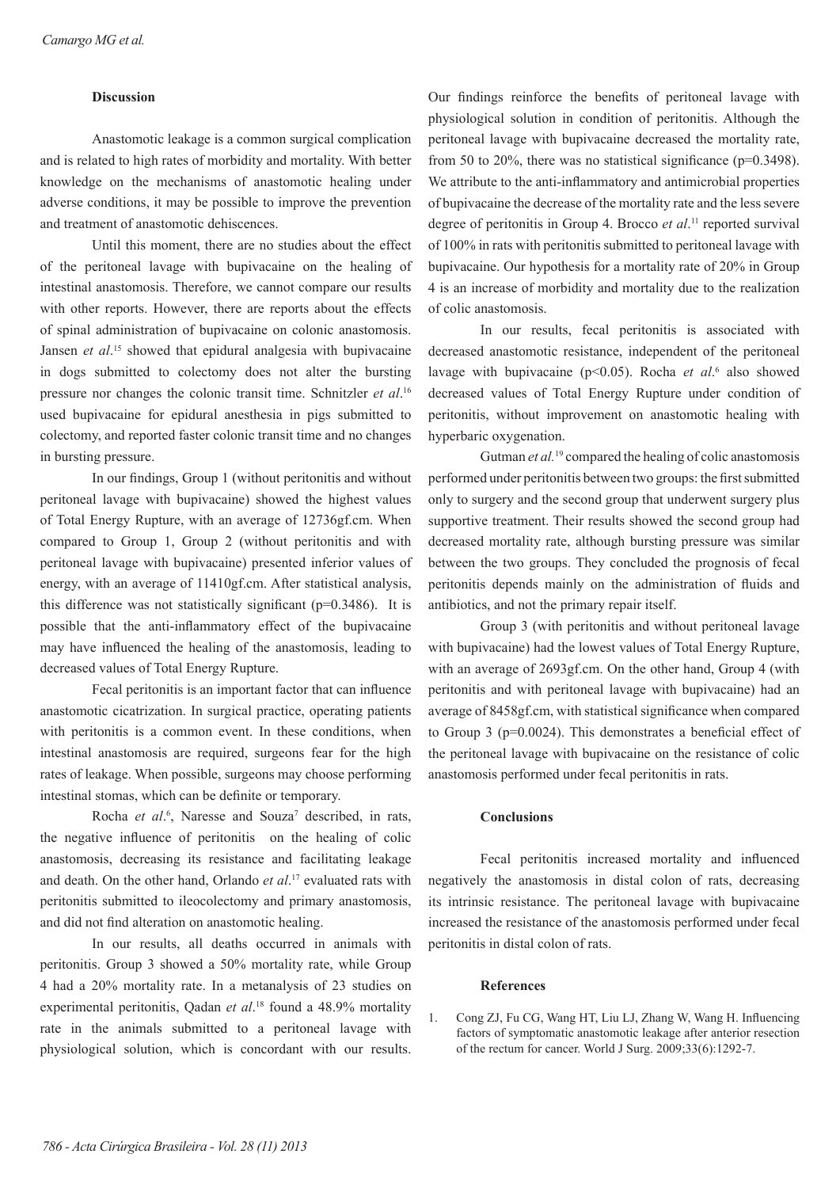### Discussion

Anastomotic leakage is a common surgical complication and is related to high rates of morbidity and mortality. With better knowledge on the mechanisms of anastomotic healing under adverse conditions, it may be possible to improve the prevention and treatment of anastomotic dehiscences.

Until this moment, there are no studies about the effect of the peritoneal lavage with bupivacaine on the healing of intestinal anastomosis. Therefore, we cannot compare our results with other reports. However, there are reports about the effects of spinal administration of bupivacaine on colonic anastomosis. Jansen *et al*.[15] showed that epidural analgesia with bupivacaine in dogs submitted to colectomy does not alter the bursting pressure nor changes the colonic transit time. Schnitzler *et al*.[16] used bupivacaine for epidural anesthesia in pigs submitted to colectomy, and reported faster colonic transit time and no changes in bursting pressure.

In our findings, Group 1 (without peritonitis and without peritoneal lavage with bupivacaine) showed the highest values of Total Energy Rupture, with an average of 12736gf.cm. When compared to Group 1, Group 2 (without peritonitis and with peritoneal lavage with bupivacaine) presented inferior values of energy, with an average of 11410gf.cm. After statistical analysis, this difference was not statistically significant (p=0.3486). It is possible that the anti-inflammatory effect of the bupivacaine may have influenced the healing of the anastomosis, leading to decreased values of Total Energy Rupture.

Fecal peritonitis is an important factor that can influence anastomotic cicatrization. In surgical practice, operating patients with peritonitis is a common event. In these conditions, when intestinal anastomosis are required, surgeons fear for the high rates of leakage. When possible, surgeons may choose performing intestinal stomas, which can be definite or temporary.

Rocha *et al*.[6], Naresse and Souza[7] described, in rats, the negative influence of peritonitis on the healing of colic anastomosis, decreasing its resistance and facilitating leakage and death. On the other hand, Orlando *et al*.[17] evaluated rats with peritonitis submitted to ileocolectomy and primary anastomosis, and did not find alteration on anastomotic healing.

In our results, all deaths occurred in animals with peritonitis. Group 3 showed a 50% mortality rate, while Group 4 had a 20% mortality rate. In a metanalysis of 23 studies on experimental peritonitis, Qadan *et al*.[18] found a 48.9% mortality rate in the animals submitted to a peritoneal lavage with physiological solution, which is concordant with our results. Our findings reinforce the benefits of peritoneal lavage with physiological solution in condition of peritonitis. Although the peritoneal lavage with bupivacaine decreased the mortality rate, from 50 to 20%, there was no statistical significance (p=0.3498). We attribute to the anti-inflammatory and antimicrobial properties of bupivacaine the decrease of the mortality rate and the less severe degree of peritonitis in Group 4. Brocco *et al*.[11] reported survival of 100% in rats with peritonitis submitted to peritoneal lavage with bupivacaine. Our hypothesis for a mortality rate of 20% in Group 4 is an increase of morbidity and mortality due to the realization of colic anastomosis.

In our results, fecal peritonitis is associated with decreased anastomotic resistance, independent of the peritoneal lavage with bupivacaine (p<0.05). Rocha *et al*.[6] also showed decreased values of Total Energy Rupture under condition of peritonitis, without improvement on anastomotic healing with hyperbaric oxygenation.

Gutman *et al.*[19] compared the healing of colic anastomosis performed under peritonitis between two groups: the first submitted only to surgery and the second group that underwent surgery plus supportive treatment. Their results showed the second group had decreased mortality rate, although bursting pressure was similar between the two groups. They concluded the prognosis of fecal peritonitis depends mainly on the administration of fluids and antibiotics, and not the primary repair itself.

Group 3 (with peritonitis and without peritoneal lavage with bupivacaine) had the lowest values of Total Energy Rupture, with an average of 2693gf.cm. On the other hand, Group 4 (with peritonitis and with peritoneal lavage with bupivacaine) had an average of 8458gf.cm, with statistical significance when compared to Group 3 (p=0.0024). This demonstrates a beneficial effect of the peritoneal lavage with bupivacaine on the resistance of colic anastomosis performed under fecal peritonitis in rats.

### Conclusions

Fecal peritonitis increased mortality and influenced negatively the anastomosis in distal colon of rats, decreasing its intrinsic resistance. The peritoneal lavage with bupivacaine increased the resistance of the anastomosis performed under fecal peritonitis in distal colon of rats.

### References

1. Cong ZJ, Fu CG, Wang HT, Liu LJ, Zhang W, Wang H. Influencing factors of symptomatic anastomotic leakage after anterior resection of the rectum for cancer. World J Surg. 2009;33(6):1292-7.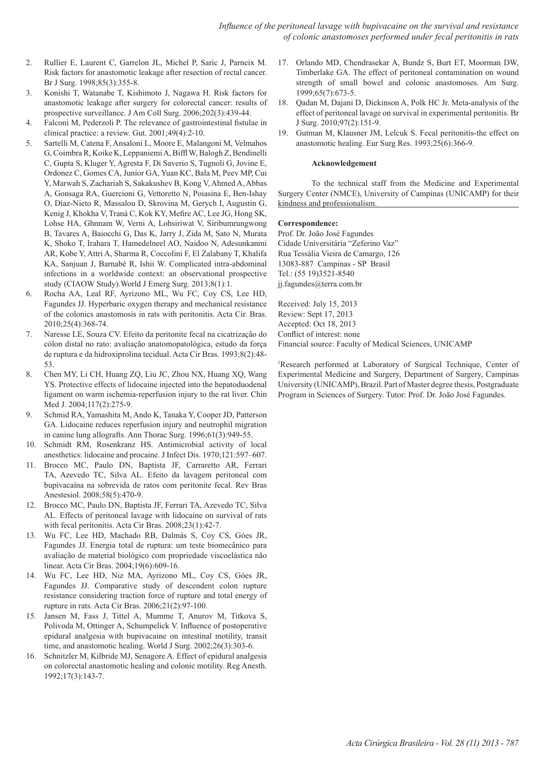2. Rullier E, Laurent C, Garrelon JL, Michel P, Saric J, Parneix M. Risk factors for anastomotic leakage after resection of rectal cancer. Br J Surg. 1998;85(3):355-8.
3. Konishi T, Watanabe T, Kishimoto J, Nagawa H. Risk factors for anastomotic leakage after surgery for colorectal cancer: results of prospective surveillance. J Am Coll Surg. 2006;202(3):439-44.
4. Falconi M, Pederzoli P. The relevance of gastrointestinal fistulae in clinical practice: a review. Gut. 2001;49(4):2-10.
5. Sartelli M, Catena F, Ansaloni L, Moore E, Malangoni M, Velmahos G, Coimbra R, Koike K, Leppaniemi A, Biffl W, Balogh Z, Bendinelli C, Gupta S, Kluger Y, Agresta F, Di Saverio S, Tugnoli G, Jovine E, Ordonez C, Gomes CA, Junior GA, Yuan KC, Bala M, Peev MP, Cui Y, Marwah S, Zachariah S, Sakakushev B, Kong V, Ahmed A, Abbas A, Gonsaga RA, Guercioni G, Vettoretto N, Poiasina E, Ben-Ishay O, Díaz-Nieto R, Massalou D, Skrovina M, Gerych I, Augustin G, Kenig J, Khokha V, Tranà C, Kok KY, Mefire AC, Lee JG, Hong SK, Lohse HA, Ghnnam W, Verni A, Lohsiriwat V, Siribumrungwong B, Tavares A, Baiocchi G, Das K, Jarry J, Zida M, Sato N, Murata K, Shoko T, Irahara T, Hamedelneel AO, Naidoo N, Adesunkanmi AR, Kobe Y, Attri A, Sharma R, Coccolini F, El Zalabany T, Khalifa KA, Sanjuan J, Barnabé R, Ishii W. Complicated intra-abdominal infections in a worldwide context: an observational prospective study (CIAOW Study).World J Emerg Surg. 2013;8(1):1.
6. Rocha AA, Leal RF, Ayrizono ML, Wu FC, Coy CS, Lee HD, Fagundes JJ. Hyperbaric oxygen therapy and mechanical resistance of the colonics anastomosis in rats with peritonitis. Acta Cir. Bras. 2010;25(4):368-74.
7. Naresse LE, Souza CV. Efeito da peritonite fecal na cicatrização do cólon distal no rato: avaliação anatomopatológica, estudo da força de ruptura e da hidroxiprolina tecidual. Acta Cir Bras. 1993;8(2):48-53.
8. Chen MY, Li CH, Huang ZQ, Liu JC, Zhou NX, Huang XQ, Wang YS. Protective effects of lidocaine injected into the hepatoduodenal ligament on warm ischemia-reperfusion injury to the rat liver. Chin Med J. 2004;117(2):275-9.
9. Schmid RA, Yamashita M, Ando K, Tanaka Y, Cooper JD, Patterson GA. Lidocaine reduces reperfusion injury and neutrophil migration in canine lung allografts. Ann Thorac Surg. 1996;61(3):949-55.
10. Schmidt RM, Rosenkranz HS. Antimicrobial activity of local anesthetics: lidocaine and procaine. J Infect Dis. 1970;121:597–607.
11. Brocco MC, Paulo DN, Baptista JF, Carraretto AR, Ferrari TA, Azevedo TC, Silva AL. Efeito da lavagem peritoneal com bupivacaína na sobrevida de ratos com peritonite fecal. Rev Bras Anestesiol. 2008;58(5):470-9.
12. Brocco MC, Paulo DN, Baptista JF, Ferrari TA, Azevedo TC, Silva AL. Effects of peritoneal lavage with lidocaine on survival of rats with fecal peritonitis. Acta Cir Bras. 2008;23(1):42-7.
13. Wu FC, Lee HD, Machado RB, Dalmás S, Coy CS, Góes JR, Fagundes JJ. Energia total de ruptura: um teste biomecânico para avaliação de material biológico com propriedade viscoelástica não linear. Acta Cir Bras. 2004;19(6):609-16.
14. Wu FC, Lee HD, Niz MA, Ayrizono ML, Coy CS, Góes JR, Fagundes JJ. Comparative study of descendent colon rupture resistance considering traction force of rupture and total energy of rupture in rats. Acta Cir Bras. 2006;21(2):97-100.
15. Jansen M, Fass J, Tittel A, Mumme T, Anurov M, Titkova S, Polivoda M, Ottinger A, Schumpelick V. Influence of postoperative epidural analgesia with bupivacaine on intestinal motility, transit time, and anastomotic healing. World J Surg. 2002;26(3):303-6.
16. Schnitzler M, Kilbride MJ, Senagore A. Effect of epidural analgesia on colorectal anastomotic healing and colonic motility. Reg Anesth. 1992;17(3):143-7.
17. Orlando MD, Chendrasekar A, Bundz S, Burt ET, Moorman DW, Timberlake GA. The effect of peritoneal contamination on wound strength of small bowel and colonic anastomoses. Am Surg. 1999;65(7):673-5.
18. Qadan M, Dajani D, Dickinson A, Polk HC Jr. Meta-analysis of the effect of peritoneal lavage on survival in experimental peritonitis. Br J Surg. 2010;97(2):151-9.
19. Gutman M, Klausner JM, Lelcuk S. Fecal peritonitis-the effect on anastomotic healing. Eur Surg Res. 1993;25(6):366-9.

**Acknowledgement**

To the technical staff from the Medicine and Experimental Surgery Center (NMCE), University of Campinas (UNICAMP) for their kindness and professionalism.

**Correspondence:**

Prof. Dr. João José Fagundes
Cidade Universitária "Zeferino Vaz"
Rua Tessália Vieira de Camargo, 126
13083-887 Campinas - SP Brasil
Tel.: (55 19)3521-8540
jj.fagundes@terra.com.br

Received: July 15, 2013
Review: Sept 17, 2013
Accepted: Oct 18, 2013
Conflict of interest: none
Financial source: Faculty of Medical Sciences, UNICAMP

[1]Research performed at Laboratory of Surgical Technique, Center of Experimental Medicine and Surgery, Department of Surgery, Campinas University (UNICAMP), Brazil. Part of Master degree thesis, Postgraduate Program in Sciences of Surgery. Tutor: Prof. Dr. João José Fagundes.